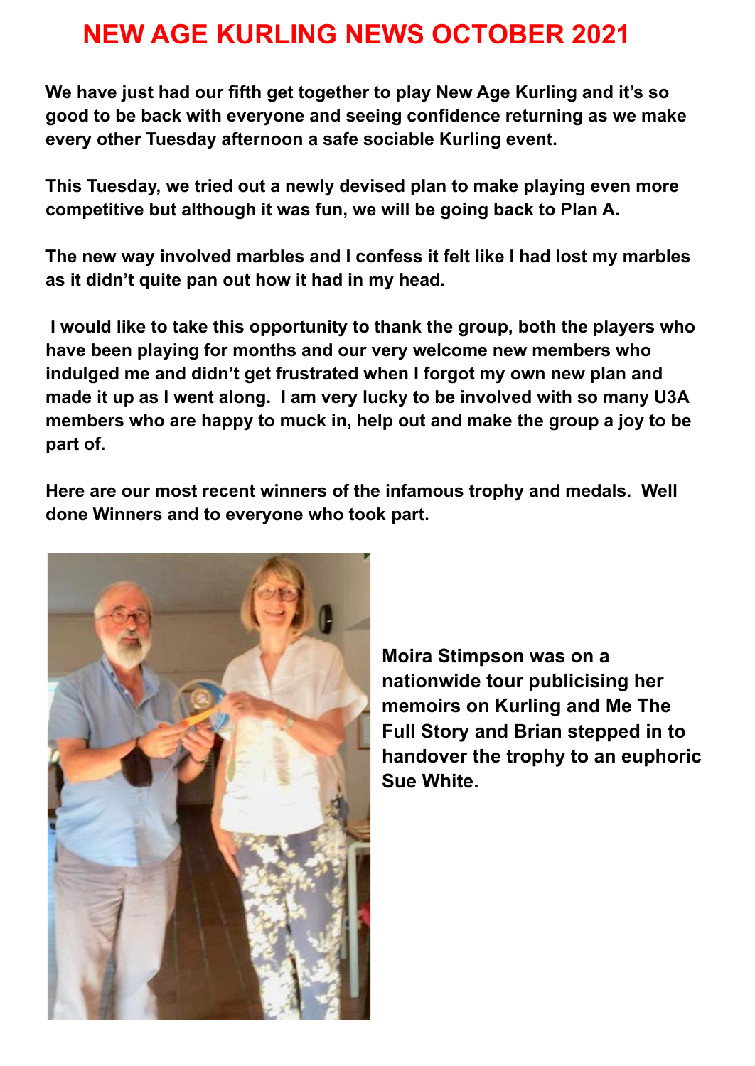# NEW AGE KURLING NEWS OCTOBER 2021

**We have just had our fifth get together to play New Age Kurling and it's so good to be back with everyone and seeing confidence returning as we make every other Tuesday afternoon a safe sociable Kurling event.**

**This Tuesday, we tried out a newly devised plan to make playing even more competitive but although it was fun, we will be going back to Plan A.**

**The new way involved marbles and I confess it felt like I had lost my marbles as it didn't quite pan out how it had in my head.**

**I would like to take this opportunity to thank the group, both the players who have been playing for months and our very welcome new members who indulged me and didn't get frustrated when I forgot my own new plan and made it up as I went along. I am very lucky to be involved with so many U3A members who are happy to muck in, help out and make the group a joy to be part of.**

**Here are our most recent winners of the infamous trophy and medals. Well done Winners and to everyone who took part.**

**Moira Stimpson was on a nationwide tour publicising her memoirs on Kurling and Me The Full Story and Brian stepped in to handover the trophy to an euphoric Sue White.**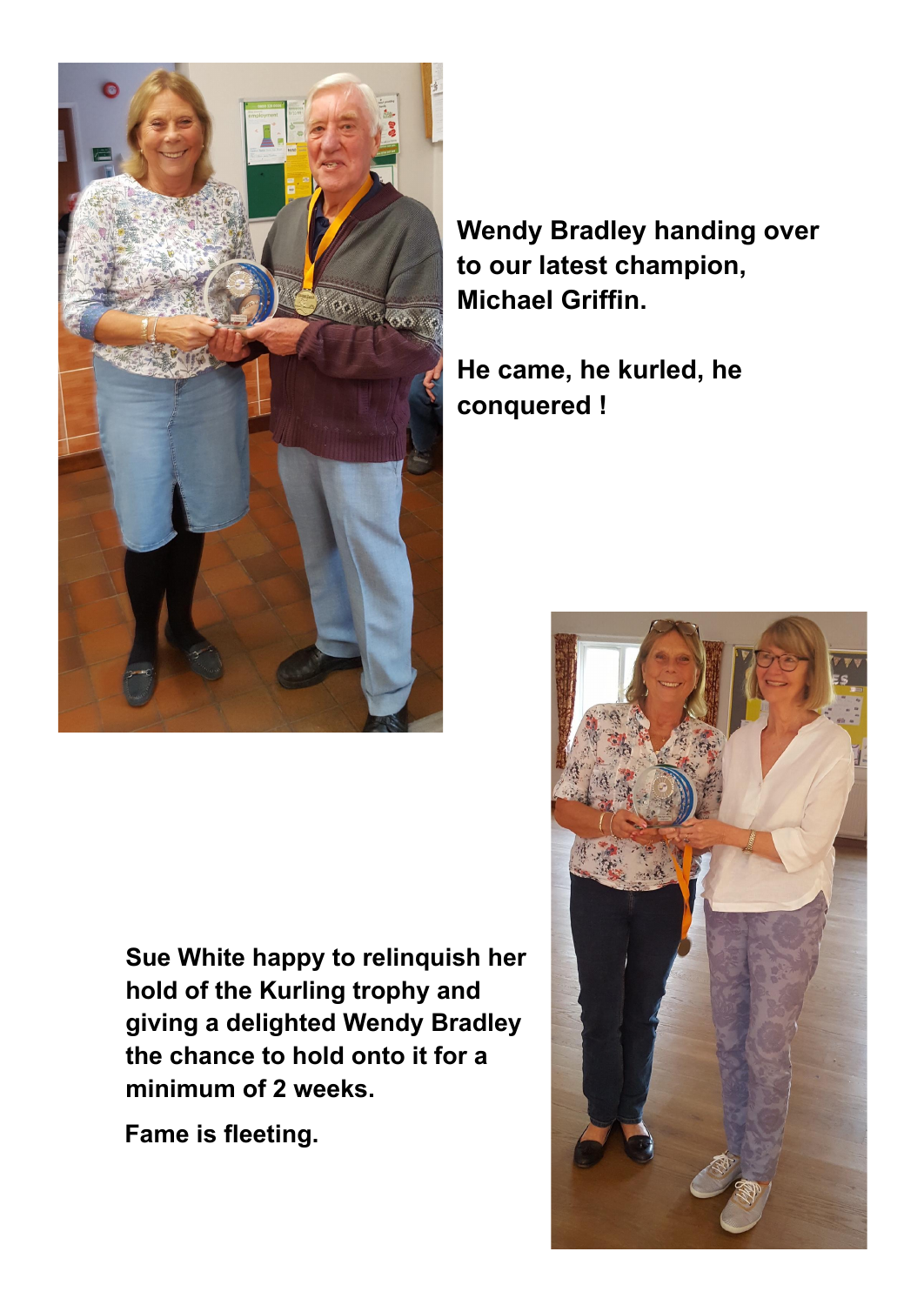**Wendy Bradley handing over to our latest champion, Michael Griffin.**

**He came, he kurled, he conquered !**

**Sue White happy to relinquish her hold of the Kurling trophy and giving a delighted Wendy Bradley the chance to hold onto it for a minimum of 2 weeks.**

**Fame is fleeting.**